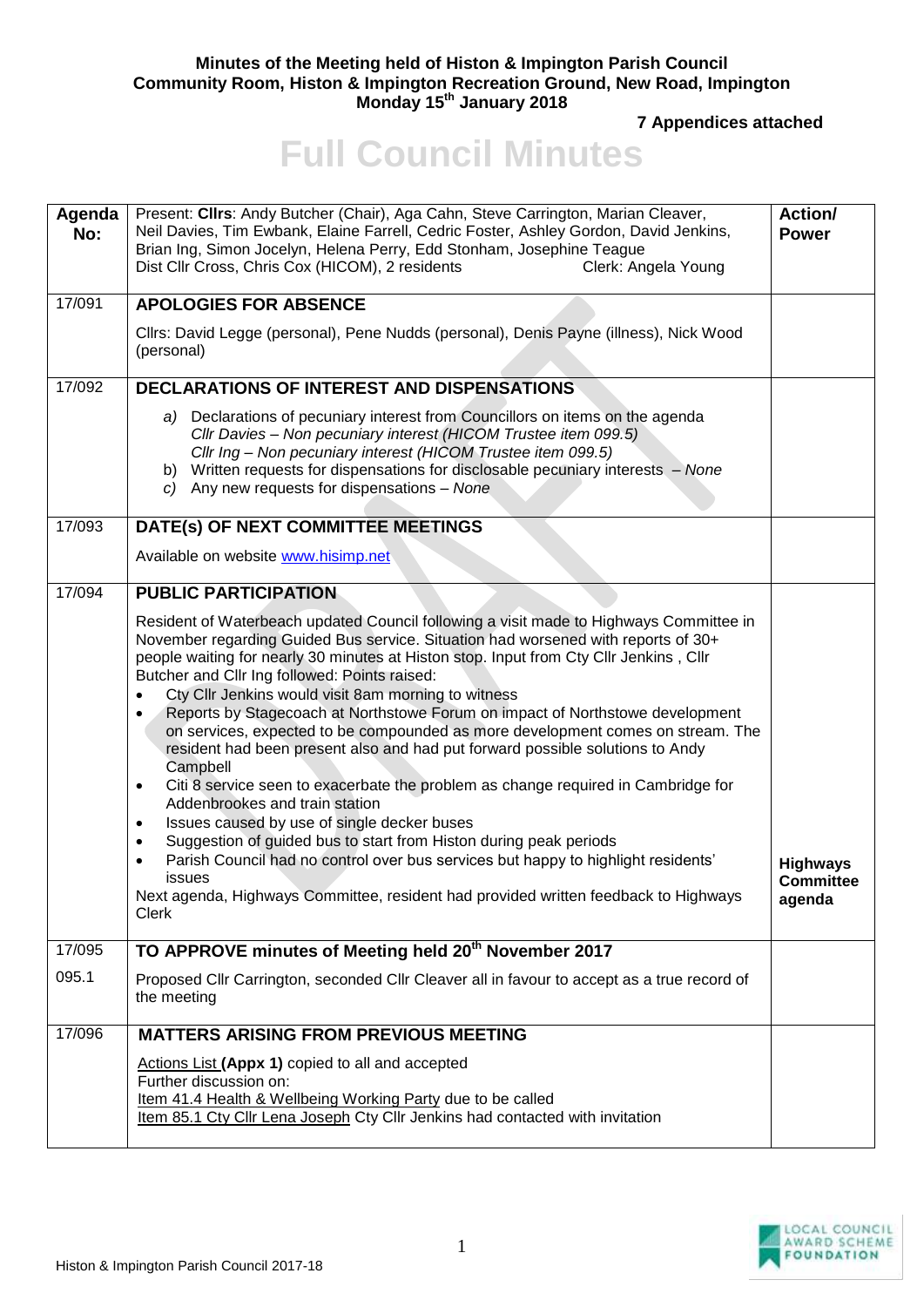**Minutes of the Meeting held of Histon & Impington Parish Council**
**Community Room, Histon & Impington Recreation Ground, New Road, Impington**
**Monday 15th January 2018**

**7 Appendices attached**

# Full Council Minutes

| Agenda No: | Present: **Cllrs**: Andy Butcher (Chair), Aga Cahn, Steve Carrington, Marian Cleaver, Neil Davies, Tim Ewbank, Elaine Farrell, Cedric Foster, Ashley Gordon, David Jenkins, Brian Ing, Simon Jocelyn, Helena Perry, Edd Stonham, Josephine Teague<br>Dist Cllr Cross, Chris Cox (HICOM), 2 residents Clerk: Angela Young | **Action/ Power** |
|---|---|---|
| 17/091 | **APOLOGIES FOR ABSENCE**<br><br>Cllrs: David Legge (personal), Pene Nudds (personal), Denis Payne (illness), Nick Wood (personal) | |
| 17/092 | **DECLARATIONS OF INTEREST AND DISPENSATIONS**<br><br>*a)* Declarations of pecuniary interest from Councillors on items on the agenda<br>*Cllr Davies – Non pecuniary interest (HICOM Trustee item 099.5)*<br>*Cllr Ing – Non pecuniary interest (HICOM Trustee item 099.5)*<br>b) Written requests for dispensations for disclosable pecuniary interests – *None*<br>*c)* Any new requests for dispensations – *None* | |
| 17/093 | **DATE(s) OF NEXT COMMITTEE MEETINGS**<br><br>Available on website www.hisimp.net | |
| 17/094 | **PUBLIC PARTICIPATION**<br><br>Resident of Waterbeach updated Council following a visit made to Highways Committee in November regarding Guided Bus service. Situation had worsened with reports of 30+ people waiting for nearly 30 minutes at Histon stop. Input from Cty Cllr Jenkins , Cllr Butcher and Cllr Ing followed: Points raised:<br>• Cty Cllr Jenkins would visit 8am morning to witness<br>• Reports by Stagecoach at Northstowe Forum on impact of Northstowe development on services, expected to be compounded as more development comes on stream. The resident had been present also and had put forward possible solutions to Andy Campbell<br>• Citi 8 service seen to exacerbate the problem as change required in Cambridge for Addenbrookes and train station<br>• Issues caused by use of single decker buses<br>• Suggestion of guided bus to start from Histon during peak periods<br>• Parish Council had no control over bus services but happy to highlight residents' issues<br>Next agenda, Highways Committee, resident had provided written feedback to Highways Clerk | **Highways Committee agenda** |
| 17/095<br><br>095.1 | **TO APPROVE minutes of Meeting held 20th November 2017**<br><br>Proposed Cllr Carrington, seconded Cllr Cleaver all in favour to accept as a true record of the meeting | |
| 17/096 | **MATTERS ARISING FROM PREVIOUS MEETING**<br><br>Actions List **(Appx 1)** copied to all and accepted<br>Further discussion on:<br>Item 41.4 Health & Wellbeing Working Party due to be called<br>Item 85.1 Cty Cllr Lena Joseph Cty Cllr Jenkins had contacted with invitation | |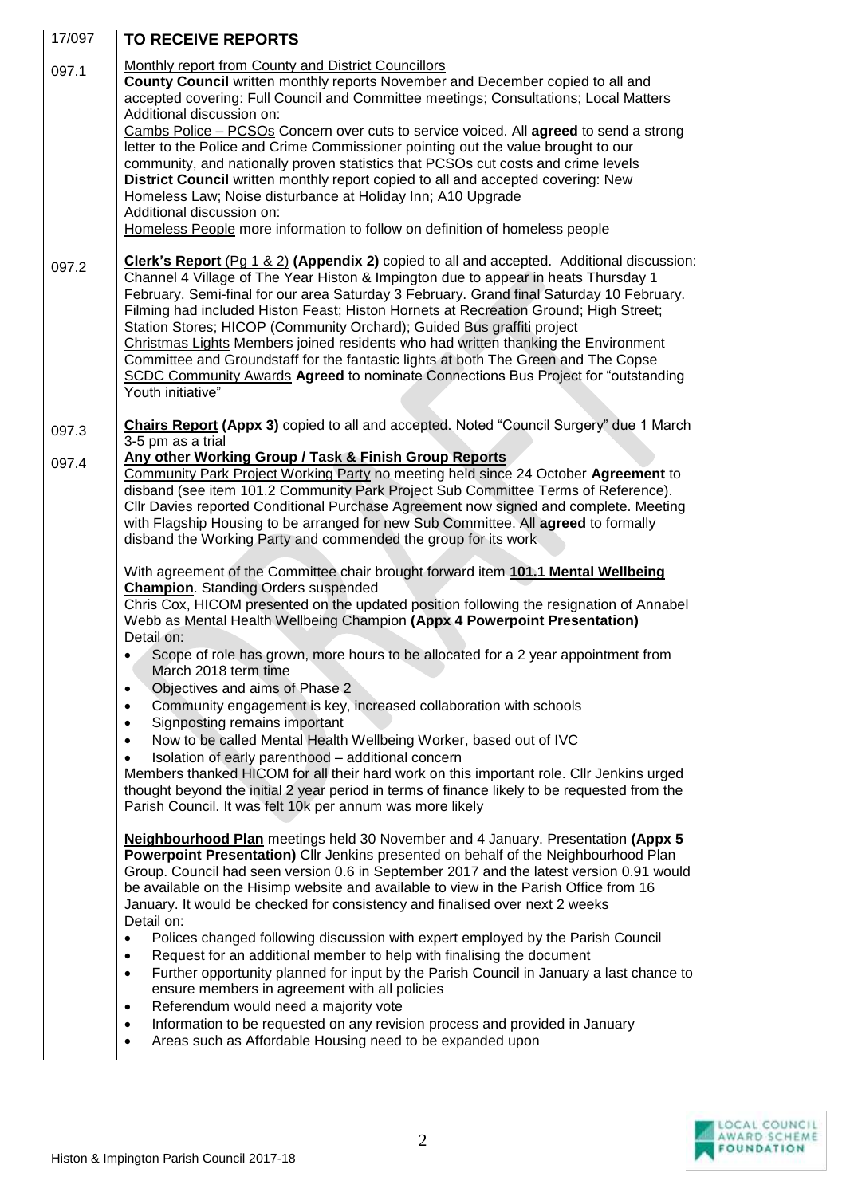| | | |
|---|---|---|
| 17/097 | **TO RECEIVE REPORTS** | |
| 097.1 | Monthly report from County and District Councillors<br>**County Council** written monthly reports November and December copied to all and accepted covering: Full Council and Committee meetings; Consultations; Local Matters<br>Additional discussion on:<br>Cambs Police – PCSOs Concern over cuts to service voiced. All **agreed** to send a strong letter to the Police and Crime Commissioner pointing out the value brought to our community, and nationally proven statistics that PCSOs cut costs and crime levels<br>**District Council** written monthly report copied to all and accepted covering: New Homeless Law; Noise disturbance at Holiday Inn; A10 Upgrade<br>Additional discussion on:<br>Homeless People more information to follow on definition of homeless people | |
| 097.2 | **Clerk's Report** (Pg 1 & 2) **(Appendix 2)** copied to all and accepted. Additional discussion:<br>Channel 4 Village of The Year Histon & Impington due to appear in heats Thursday 1 February. Semi-final for our area Saturday 3 February. Grand final Saturday 10 February. Filming had included Histon Feast; Histon Hornets at Recreation Ground; High Street; Station Stores; HICOP (Community Orchard); Guided Bus graffiti project<br>Christmas Lights Members joined residents who had written thanking the Environment Committee and Groundstaff for the fantastic lights at both The Green and The Copse<br>SCDC Community Awards **Agreed** to nominate Connections Bus Project for "outstanding Youth initiative" | |
| 097.3 | **Chairs Report (Appx 3)** copied to all and accepted. Noted "Council Surgery" due 1 March 3-5 pm as a trial | |
| 097.4 | **Any other Working Group / Task & Finish Group Reports**<br>Community Park Project Working Party no meeting held since 24 October **Agreement** to disband (see item 101.2 Community Park Project Sub Committee Terms of Reference). Cllr Davies reported Conditional Purchase Agreement now signed and complete. Meeting with Flagship Housing to be arranged for new Sub Committee. All **agreed** to formally disband the Working Party and commended the group for its work<br><br>With agreement of the Committee chair brought forward item **101.1 Mental Wellbeing Champion**. Standing Orders suspended<br>Chris Cox, HICOM presented on the updated position following the resignation of Annabel Webb as Mental Health Wellbeing Champion **(Appx 4 Powerpoint Presentation)**<br>Detail on:<br>• Scope of role has grown, more hours to be allocated for a 2 year appointment from March 2018 term time<br>• Objectives and aims of Phase 2<br>• Community engagement is key, increased collaboration with schools<br>• Signposting remains important<br>• Now to be called Mental Health Wellbeing Worker, based out of IVC<br>• Isolation of early parenthood – additional concern<br>Members thanked HICOM for all their hard work on this important role. Cllr Jenkins urged thought beyond the initial 2 year period in terms of finance likely to be requested from the Parish Council. It was felt 10k per annum was more likely<br><br>**Neighbourhood Plan** meetings held 30 November and 4 January. Presentation **(Appx 5 Powerpoint Presentation)** Cllr Jenkins presented on behalf of the Neighbourhood Plan Group. Council had seen version 0.6 in September 2017 and the latest version 0.91 would be available on the Hisimp website and available to view in the Parish Office from 16 January. It would be checked for consistency and finalised over next 2 weeks<br>Detail on:<br>• Polices changed following discussion with expert employed by the Parish Council<br>• Request for an additional member to help with finalising the document<br>• Further opportunity planned for input by the Parish Council in January a last chance to ensure members in agreement with all policies<br>• Referendum would need a majority vote<br>• Information to be requested on any revision process and provided in January<br>• Areas such as Affordable Housing need to be expanded upon | |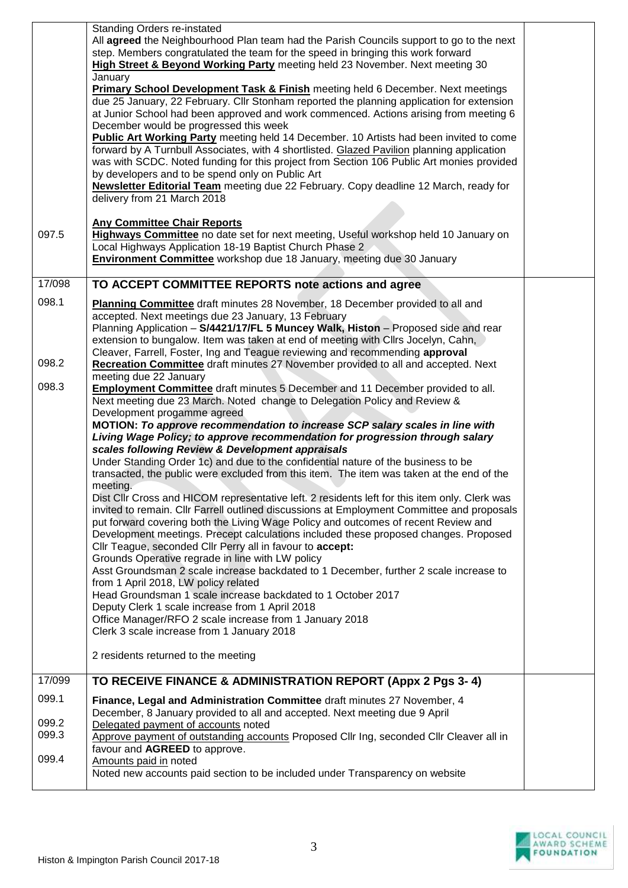| | | |
|---|---|---|
| | Standing Orders re-instated<br>All **agreed** the Neighbourhood Plan team had the Parish Councils support to go to the next step. Members congratulated the team for the speed in bringing this work forward<br>**High Street & Beyond Working Party** meeting held 23 November. Next meeting 30 January<br>**Primary School Development Task & Finish** meeting held 6 December. Next meetings due 25 January, 22 February. Cllr Stonham reported the planning application for extension at Junior School had been approved and work commenced. Actions arising from meeting 6 December would be progressed this week<br>**Public Art Working Party** meeting held 14 December. 10 Artists had been invited to come forward by A Turnbull Associates, with 4 shortlisted. Glazed Pavilion planning application was with SCDC. Noted funding for this project from Section 106 Public Art monies provided by developers and to be spend only on Public Art<br>**Newsletter Editorial Team** meeting due 22 February. Copy deadline 12 March, ready for delivery from 21 March 2018 | |
| 097.5 | **Any Committee Chair Reports**<br>**Highways Committee** no date set for next meeting, Useful workshop held 10 January on Local Highways Application 18-19 Baptist Church Phase 2<br>**Environment Committee** workshop due 18 January, meeting due 30 January | |
| 17/098 | **TO ACCEPT COMMITTEE REPORTS note actions and agree** | |
| 098.1 | **Planning Committee** draft minutes 28 November, 18 December provided to all and accepted. Next meetings due 23 January, 13 February<br>Planning Application – **S/4421/17/FL 5 Muncey Walk, Histon** – Proposed side and rear extension to bungalow. Item was taken at end of meeting with Cllrs Jocelyn, Cahn, Cleaver, Farrell, Foster, Ing and Teague reviewing and recommending **approval** | |
| 098.2 | **Recreation Committee** draft minutes 27 November provided to all and accepted. Next meeting due 22 January | |
| 098.3 | **Employment Committee** draft minutes 5 December and 11 December provided to all. Next meeting due 23 March. Noted change to Delegation Policy and Review & Development progamme agreed<br>**MOTION:** ***To approve recommendation to increase SCP salary scales in line with Living Wage Policy; to approve recommendation for progression through salary scales following Review & Development appraisals***<br>Under Standing Order 1c) and due to the confidential nature of the business to be transacted, the public were excluded from this item. The item was taken at the end of the meeting.<br>Dist Cllr Cross and HICOM representative left. 2 residents left for this item only. Clerk was invited to remain. Cllr Farrell outlined discussions at Employment Committee and proposals put forward covering both the Living Wage Policy and outcomes of recent Review and Development meetings. Precept calculations included these proposed changes. Proposed Cllr Teague, seconded Cllr Perry all in favour to **accept:**<br>Grounds Operative regrade in line with LW policy<br>Asst Groundsman 2 scale increase backdated to 1 December, further 2 scale increase to from 1 April 2018, LW policy related<br>Head Groundsman 1 scale increase backdated to 1 October 2017<br>Deputy Clerk 1 scale increase from 1 April 2018<br>Office Manager/RFO 2 scale increase from 1 January 2018<br>Clerk 3 scale increase from 1 January 2018<br><br>2 residents returned to the meeting | |
| 17/099 | **TO RECEIVE FINANCE & ADMINISTRATION REPORT (Appx 2 Pgs 3- 4)** | |
| 099.1 | **Finance, Legal and Administration Committee** draft minutes 27 November, 4 December, 8 January provided to all and accepted. Next meeting due 9 April | |
| 099.2 | Delegated payment of accounts noted | |
| 099.3 | Approve payment of outstanding accounts Proposed Cllr Ing, seconded Cllr Cleaver all in favour and **AGREED** to approve. | |
| 099.4 | Amounts paid in noted<br>Noted new accounts paid section to be included under Transparency on website | |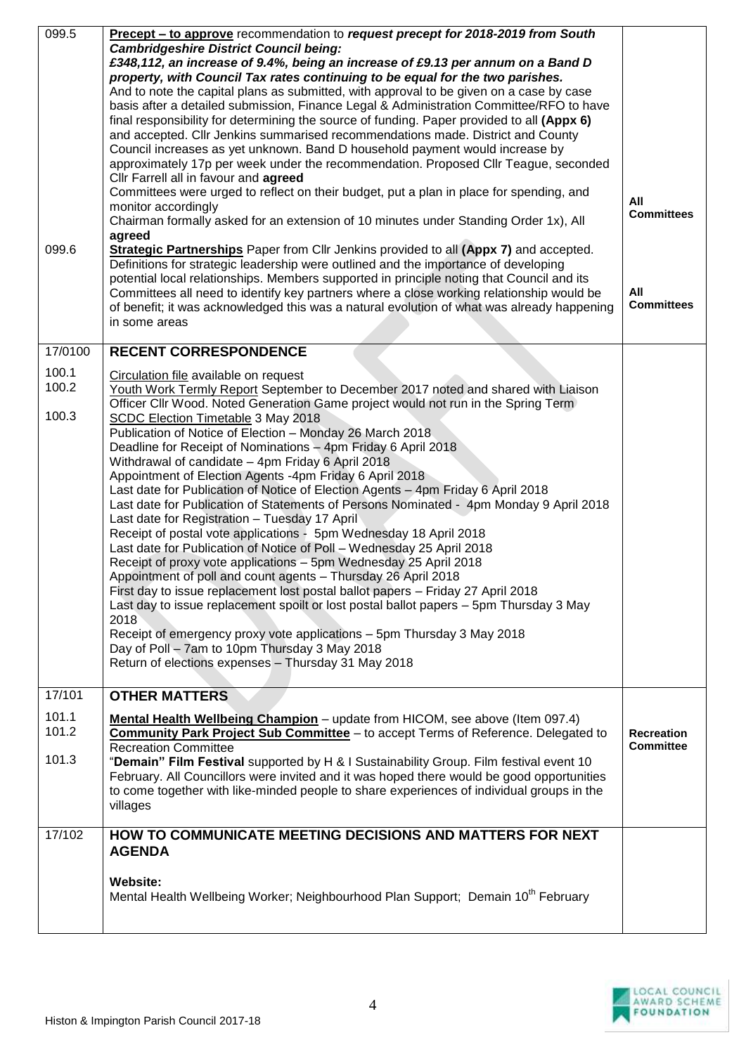| | | |
|---|---|---|
| 099.5 | **Precept – to approve** recommendation to ***request precept for 2018-2019 from South Cambridgeshire District Council being: £348,112, an increase of 9.4%, being an increase of £9.13 per annum on a Band D property, with Council Tax rates continuing to be equal for the two parishes.*** And to note the capital plans as submitted, with approval to be given on a case by case basis after a detailed submission, Finance Legal & Administration Committee/RFO to have final responsibility for determining the source of funding. Paper provided to all **(Appx 6)** and accepted. Cllr Jenkins summarised recommendations made. District and County Council increases as yet unknown. Band D household payment would increase by approximately 17p per week under the recommendation. Proposed Cllr Teague, seconded Cllr Farrell all in favour and **agreed**<br>Committees were urged to reflect on their budget, put a plan in place for spending, and monitor accordingly<br>Chairman formally asked for an extension of 10 minutes under Standing Order 1x), All **agreed** | **All Committees** |
| 099.6 | **Strategic Partnerships** Paper from Cllr Jenkins provided to all **(Appx 7)** and accepted. Definitions for strategic leadership were outlined and the importance of developing potential local relationships. Members supported in principle noting that Council and its Committees all need to identify key partners where a close working relationship would be of benefit; it was acknowledged this was a natural evolution of what was already happening in some areas | **All Committees** |
| 17/0100 | **RECENT CORRESPONDENCE** | |
| 100.1 | Circulation file available on request | |
| 100.2 | Youth Work Termly Report September to December 2017 noted and shared with Liaison Officer Cllr Wood. Noted Generation Game project would not run in the Spring Term | |
| 100.3 | SCDC Election Timetable 3 May 2018<br>Publication of Notice of Election – Monday 26 March 2018<br>Deadline for Receipt of Nominations – 4pm Friday 6 April 2018<br>Withdrawal of candidate – 4pm Friday 6 April 2018<br>Appointment of Election Agents -4pm Friday 6 April 2018<br>Last date for Publication of Notice of Election Agents – 4pm Friday 6 April 2018<br>Last date for Publication of Statements of Persons Nominated - 4pm Monday 9 April 2018<br>Last date for Registration – Tuesday 17 April<br>Receipt of postal vote applications - 5pm Wednesday 18 April 2018<br>Last date for Publication of Notice of Poll – Wednesday 25 April 2018<br>Receipt of proxy vote applications – 5pm Wednesday 25 April 2018<br>Appointment of poll and count agents – Thursday 26 April 2018<br>First day to issue replacement lost postal ballot papers – Friday 27 April 2018<br>Last day to issue replacement spoilt or lost postal ballot papers – 5pm Thursday 3 May 2018<br>Receipt of emergency proxy vote applications – 5pm Thursday 3 May 2018<br>Day of Poll – 7am to 10pm Thursday 3 May 2018<br>Return of elections expenses – Thursday 31 May 2018 | |
| 17/101 | **OTHER MATTERS** | |
| 101.1 | **Mental Health Wellbeing Champion** – update from HICOM, see above (Item 097.4) | |
| 101.2 | **Community Park Project Sub Committee** – to accept Terms of Reference. Delegated to Recreation Committee | **Recreation Committee** |
| 101.3 | "**Demain" Film Festival** supported by H & I Sustainability Group. Film festival event 10 February. All Councillors were invited and it was hoped there would be good opportunities to come together with like-minded people to share experiences of individual groups in the villages | |
| 17/102 | **HOW TO COMMUNICATE MEETING DECISIONS AND MATTERS FOR NEXT AGENDA**<br><br>**Website:**<br>Mental Health Wellbeing Worker; Neighbourhood Plan Support; Demain 10th February | |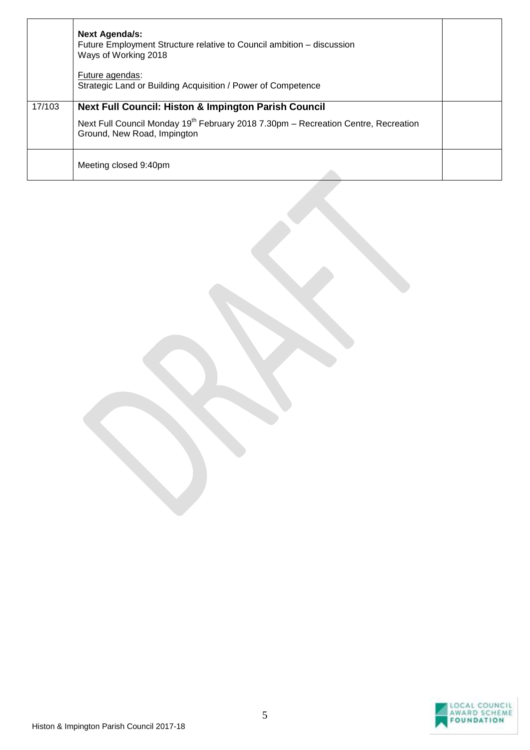| | | |
|---|---|---|
| | **Next Agenda/s:**<br>Future Employment Structure relative to Council ambition – discussion<br>Ways of Working 2018<br><br>Future agendas:<br>Strategic Land or Building Acquisition / Power of Competence | |
| 17/103 | **Next Full Council: Histon & Impington Parish Council**<br><br>Next Full Council Monday 19th February 2018 7.30pm – Recreation Centre, Recreation Ground, New Road, Impington | |
| | Meeting closed 9:40pm | |